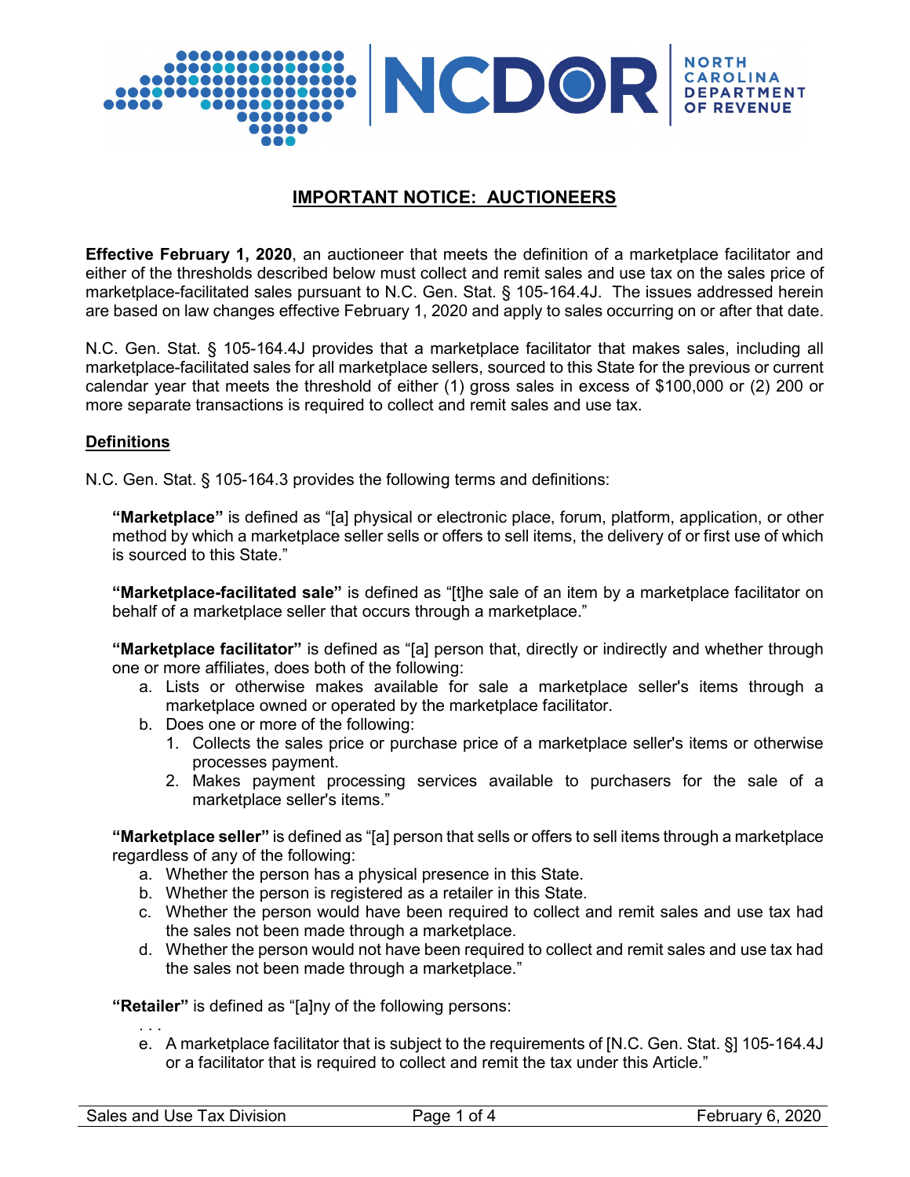# IMPORTANT NOTICE: AUCTIONEERS

**Effective February 1, 2020**, an auctioneer that meets the definition of a marketplace facilitator and either of the thresholds described below must collect and remit sales and use tax on the sales price of marketplace-facilitated sales pursuant to N.C. Gen. Stat. § 105-164.4J. The issues addressed herein are based on law changes effective February 1, 2020 and apply to sales occurring on or after that date.

N.C. Gen. Stat. § 105-164.4J provides that a marketplace facilitator that makes sales, including all marketplace-facilitated sales for all marketplace sellers, sourced to this State for the previous or current calendar year that meets the threshold of either (1) gross sales in excess of $100,000 or (2) 200 or more separate transactions is required to collect and remit sales and use tax.

## Definitions

N.C. Gen. Stat. § 105-164.3 provides the following terms and definitions:

> **"Marketplace"** is defined as "[a] physical or electronic place, forum, platform, application, or other method by which a marketplace seller sells or offers to sell items, the delivery of or first use of which is sourced to this State."
>
> **"Marketplace-facilitated sale"** is defined as "[t]he sale of an item by a marketplace facilitator on behalf of a marketplace seller that occurs through a marketplace."
>
> **"Marketplace facilitator"** is defined as "[a] person that, directly or indirectly and whether through one or more affiliates, does both of the following:
>
> a. Lists or otherwise makes available for sale a marketplace seller's items through a marketplace owned or operated by the marketplace facilitator.
> b. Does one or more of the following:
>    1. Collects the sales price or purchase price of a marketplace seller's items or otherwise processes payment.
>    2. Makes payment processing services available to purchasers for the sale of a marketplace seller's items."
>
> **"Marketplace seller"** is defined as "[a] person that sells or offers to sell items through a marketplace regardless of any of the following:
>
> a. Whether the person has a physical presence in this State.
> b. Whether the person is registered as a retailer in this State.
> c. Whether the person would have been required to collect and remit sales and use tax had the sales not been made through a marketplace.
> d. Whether the person would not have been required to collect and remit sales and use tax had the sales not been made through a marketplace."
>
> **"Retailer"** is defined as "[a]ny of the following persons:
>
> . . .
>
> e. A marketplace facilitator that is subject to the requirements of [N.C. Gen. Stat. §] 105-164.4J or a facilitator that is required to collect and remit the tax under this Article."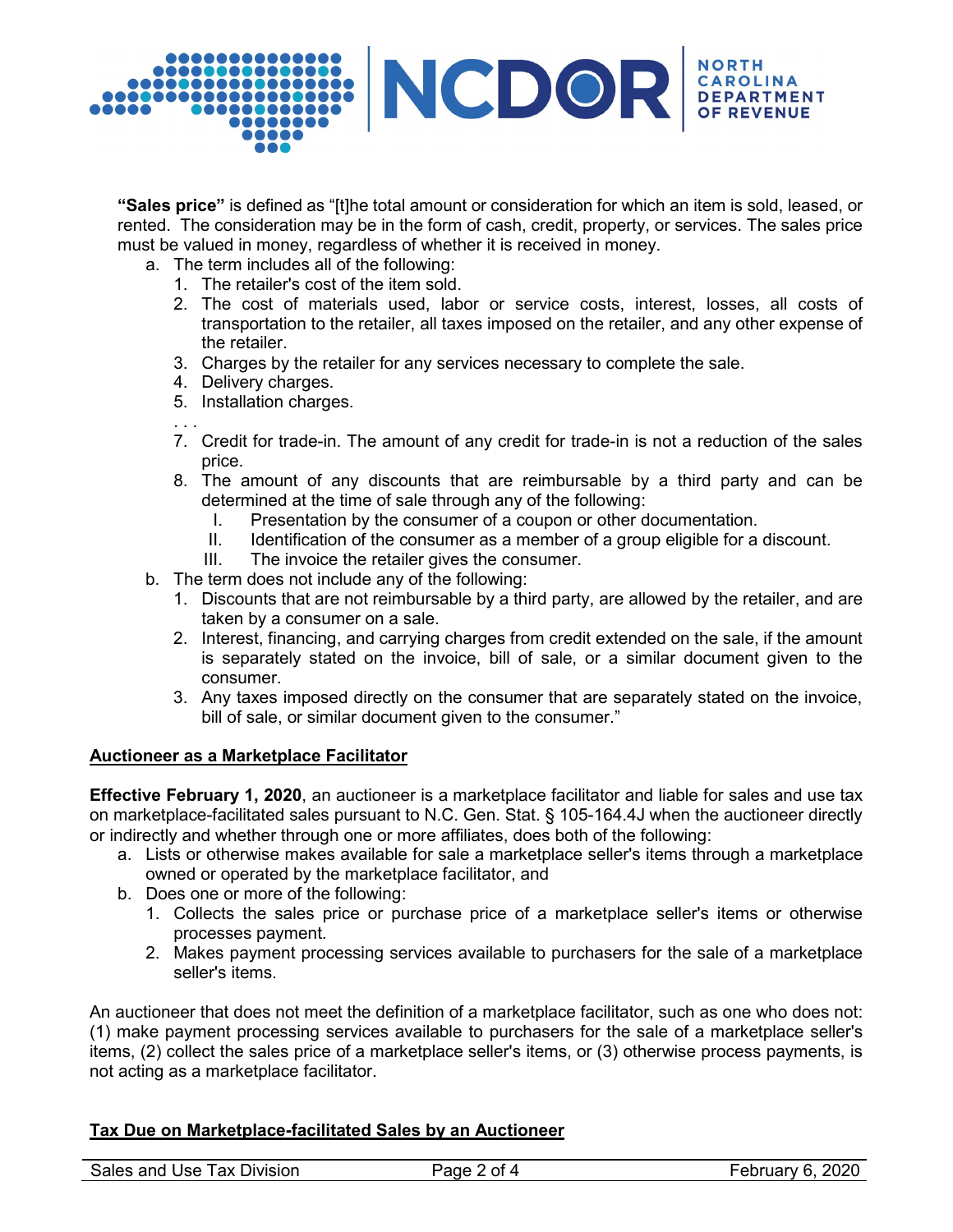**"Sales price"** is defined as "[t]he total amount or consideration for which an item is sold, leased, or rented. The consideration may be in the form of cash, credit, property, or services. The sales price must be valued in money, regardless of whether it is received in money.

a. The term includes all of the following:
   1. The retailer's cost of the item sold.
   2. The cost of materials used, labor or service costs, interest, losses, all costs of transportation to the retailer, all taxes imposed on the retailer, and any other expense of the retailer.
   3. Charges by the retailer for any services necessary to complete the sale.
   4. Delivery charges.
   5. Installation charges.

   . . .

   7. Credit for trade-in. The amount of any credit for trade-in is not a reduction of the sales price.
   8. The amount of any discounts that are reimbursable by a third party and can be determined at the time of sale through any of the following:
      I. Presentation by the consumer of a coupon or other documentation.
      II. Identification of the consumer as a member of a group eligible for a discount.
      III. The invoice the retailer gives the consumer.

b. The term does not include any of the following:
   1. Discounts that are not reimbursable by a third party, are allowed by the retailer, and are taken by a consumer on a sale.
   2. Interest, financing, and carrying charges from credit extended on the sale, if the amount is separately stated on the invoice, bill of sale, or a similar document given to the consumer.
   3. Any taxes imposed directly on the consumer that are separately stated on the invoice, bill of sale, or similar document given to the consumer."

## Auctioneer as a Marketplace Facilitator

**Effective February 1, 2020**, an auctioneer is a marketplace facilitator and liable for sales and use tax on marketplace-facilitated sales pursuant to N.C. Gen. Stat. § 105-164.4J when the auctioneer directly or indirectly and whether through one or more affiliates, does both of the following:

a. Lists or otherwise makes available for sale a marketplace seller's items through a marketplace owned or operated by the marketplace facilitator, and
b. Does one or more of the following:
   1. Collects the sales price or purchase price of a marketplace seller's items or otherwise processes payment.
   2. Makes payment processing services available to purchasers for the sale of a marketplace seller's items.

An auctioneer that does not meet the definition of a marketplace facilitator, such as one who does not: (1) make payment processing services available to purchasers for the sale of a marketplace seller's items, (2) collect the sales price of a marketplace seller's items, or (3) otherwise process payments, is not acting as a marketplace facilitator.

## Tax Due on Marketplace-facilitated Sales by an Auctioneer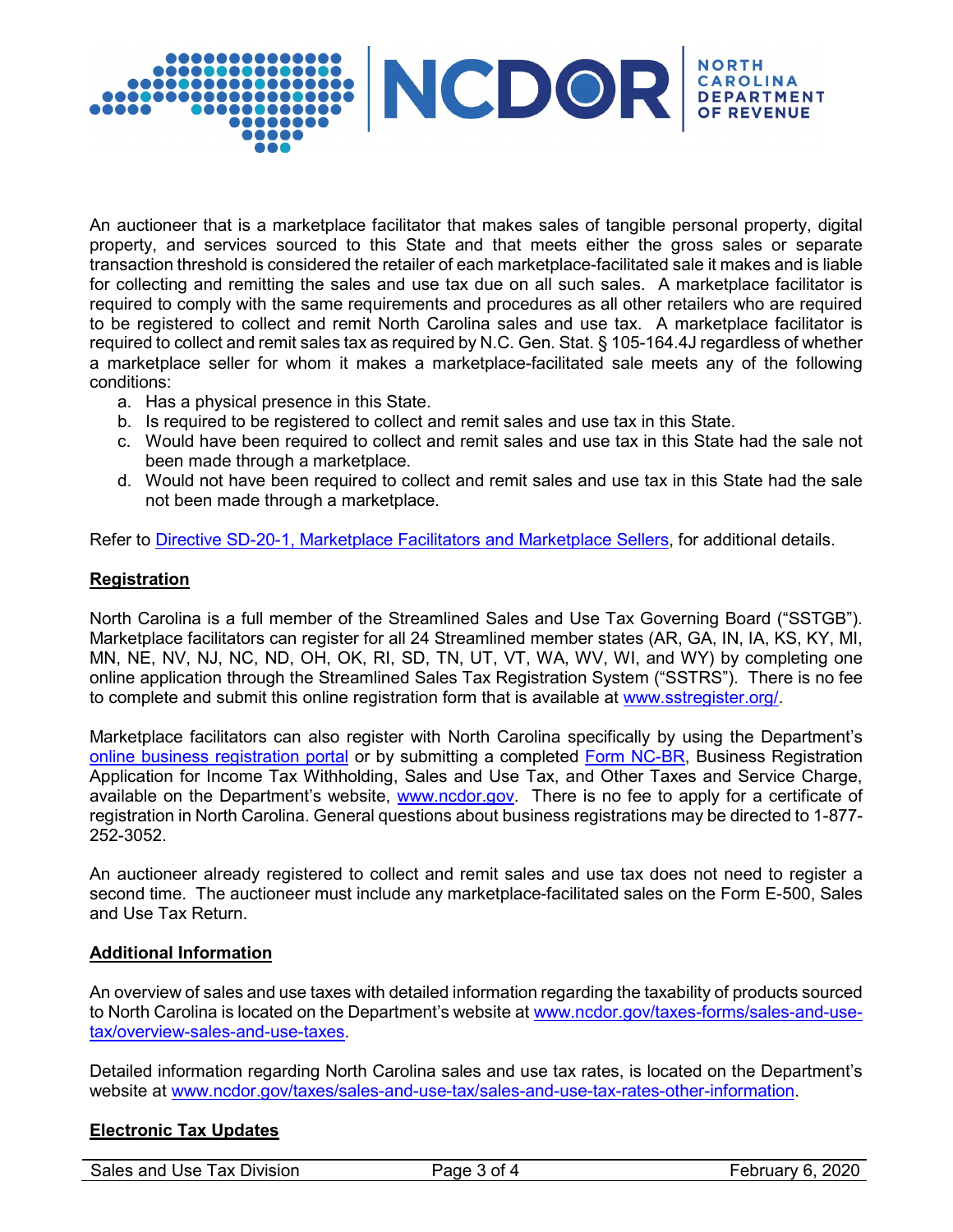An auctioneer that is a marketplace facilitator that makes sales of tangible personal property, digital property, and services sourced to this State and that meets either the gross sales or separate transaction threshold is considered the retailer of each marketplace-facilitated sale it makes and is liable for collecting and remitting the sales and use tax due on all such sales. A marketplace facilitator is required to comply with the same requirements and procedures as all other retailers who are required to be registered to collect and remit North Carolina sales and use tax. A marketplace facilitator is required to collect and remit sales tax as required by N.C. Gen. Stat. § 105-164.4J regardless of whether a marketplace seller for whom it makes a marketplace-facilitated sale meets any of the following conditions:

a. Has a physical presence in this State.
b. Is required to be registered to collect and remit sales and use tax in this State.
c. Would have been required to collect and remit sales and use tax in this State had the sale not been made through a marketplace.
d. Would not have been required to collect and remit sales and use tax in this State had the sale not been made through a marketplace.

Refer to Directive SD-20-1, Marketplace Facilitators and Marketplace Sellers, for additional details.

**Registration**

North Carolina is a full member of the Streamlined Sales and Use Tax Governing Board ("SSTGB"). Marketplace facilitators can register for all 24 Streamlined member states (AR, GA, IN, IA, KS, KY, MI, MN, NE, NV, NJ, NC, ND, OH, OK, RI, SD, TN, UT, VT, WA, WV, WI, and WY) by completing one online application through the Streamlined Sales Tax Registration System ("SSTRS"). There is no fee to complete and submit this online registration form that is available at www.sstregister.org/.

Marketplace facilitators can also register with North Carolina specifically by using the Department's online business registration portal or by submitting a completed Form NC-BR, Business Registration Application for Income Tax Withholding, Sales and Use Tax, and Other Taxes and Service Charge, available on the Department's website, www.ncdor.gov. There is no fee to apply for a certificate of registration in North Carolina. General questions about business registrations may be directed to 1-877-252-3052.

An auctioneer already registered to collect and remit sales and use tax does not need to register a second time. The auctioneer must include any marketplace-facilitated sales on the Form E-500, Sales and Use Tax Return.

**Additional Information**

An overview of sales and use taxes with detailed information regarding the taxability of products sourced to North Carolina is located on the Department's website at www.ncdor.gov/taxes-forms/sales-and-use-tax/overview-sales-and-use-taxes.

Detailed information regarding North Carolina sales and use tax rates, is located on the Department's website at www.ncdor.gov/taxes/sales-and-use-tax/sales-and-use-tax-rates-other-information.

**Electronic Tax Updates**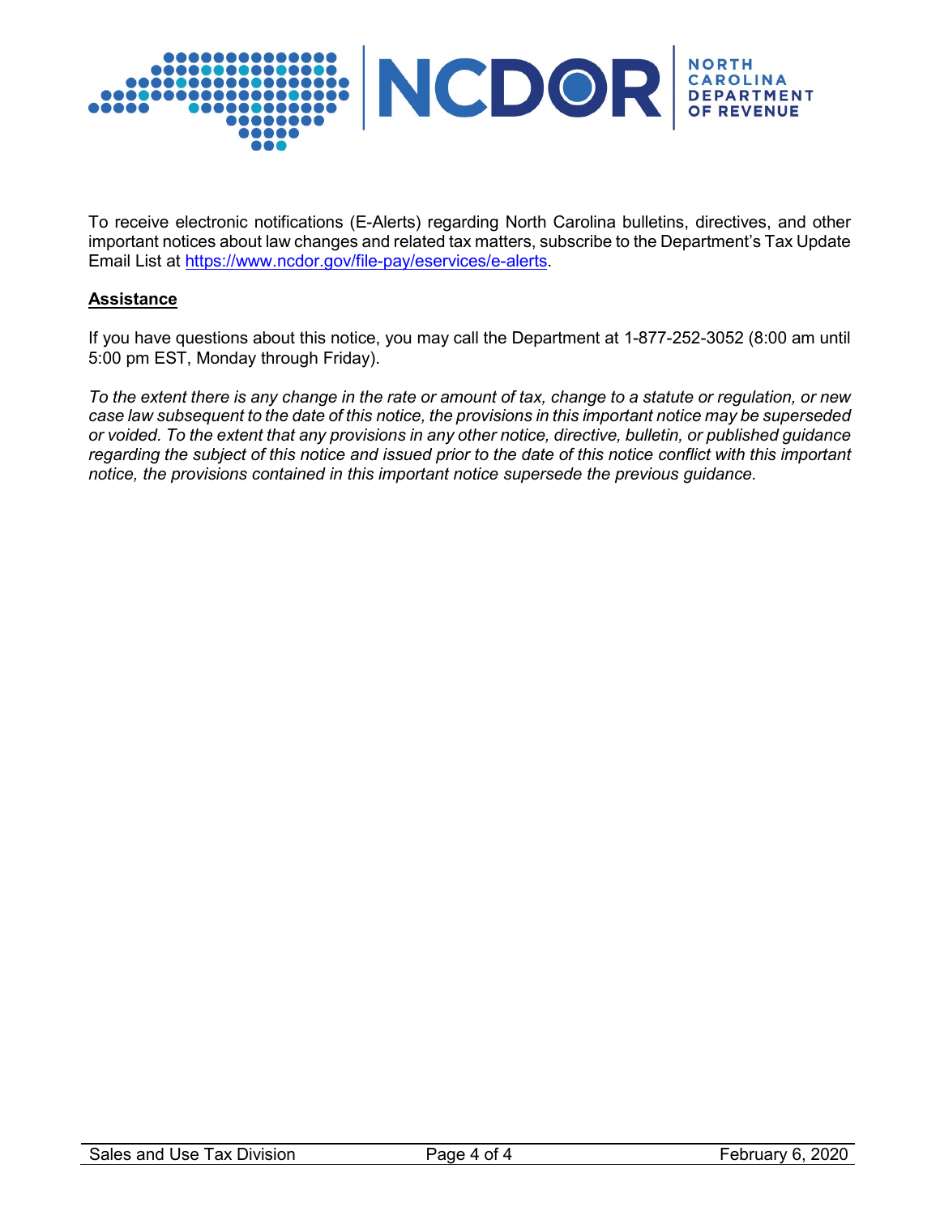To receive electronic notifications (E-Alerts) regarding North Carolina bulletins, directives, and other important notices about law changes and related tax matters, subscribe to the Department's Tax Update Email List at https://www.ncdor.gov/file-pay/eservices/e-alerts.

## Assistance

If you have questions about this notice, you may call the Department at 1-877-252-3052 (8:00 am until 5:00 pm EST, Monday through Friday).

*To the extent there is any change in the rate or amount of tax, change to a statute or regulation, or new case law subsequent to the date of this notice, the provisions in this important notice may be superseded or voided. To the extent that any provisions in any other notice, directive, bulletin, or published guidance regarding the subject of this notice and issued prior to the date of this notice conflict with this important notice, the provisions contained in this important notice supersede the previous guidance.*